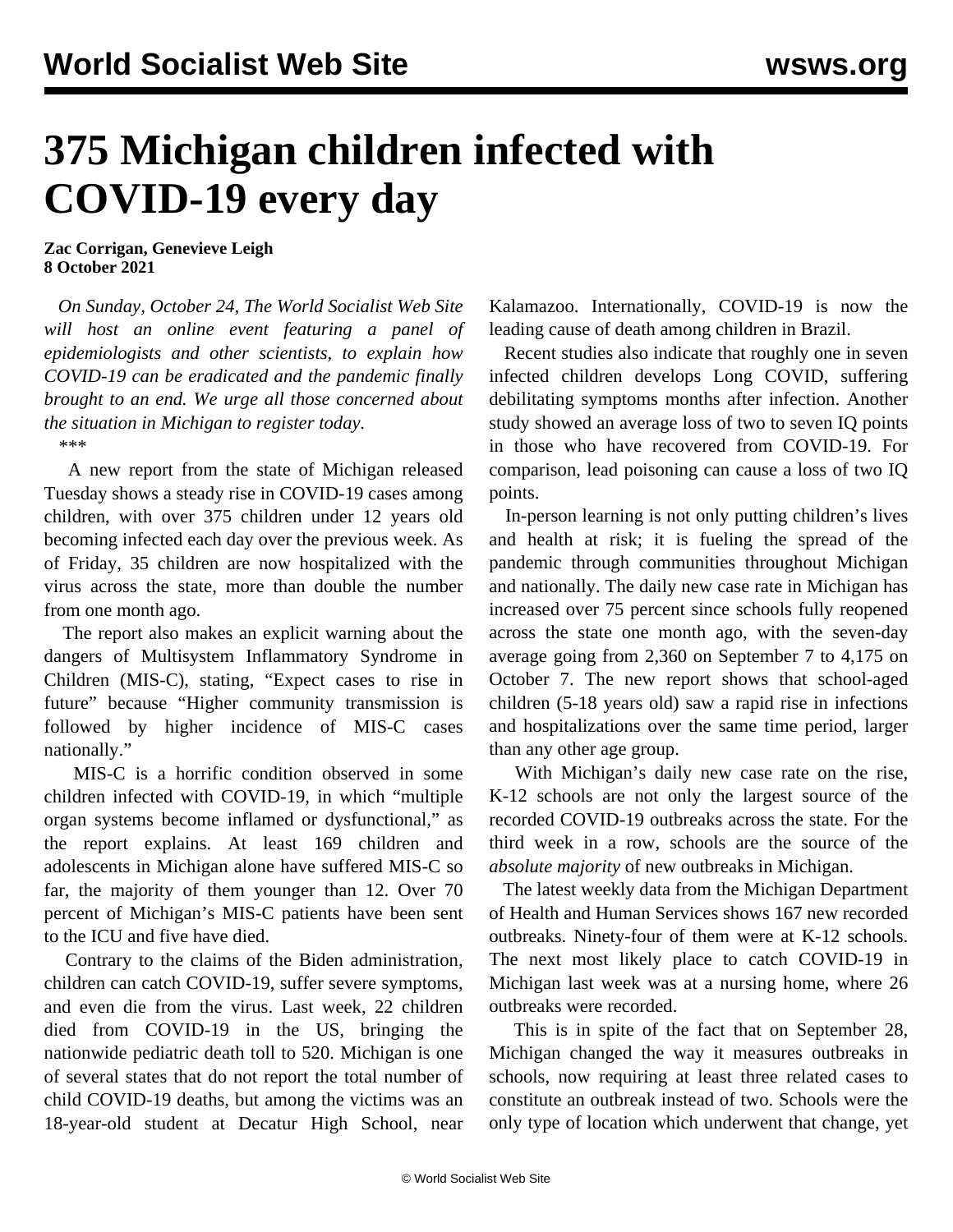# 375 Michigan children infected with COVID-19 every day

**Zac Corrigan, Genevieve Leigh**
**8 October 2021**

*On Sunday, October 24, The World Socialist Web Site will host an online event featuring a panel of epidemiologists and other scientists, to explain how COVID-19 can be eradicated and the pandemic finally brought to an end. We urge all those concerned about the situation in Michigan to register today.*

***

A new report from the state of Michigan released Tuesday shows a steady rise in COVID-19 cases among children, with over 375 children under 12 years old becoming infected each day over the previous week. As of Friday, 35 children are now hospitalized with the virus across the state, more than double the number from one month ago.

The report also makes an explicit warning about the dangers of Multisystem Inflammatory Syndrome in Children (MIS-C), stating, "Expect cases to rise in future" because "Higher community transmission is followed by higher incidence of MIS-C cases nationally."

MIS-C is a horrific condition observed in some children infected with COVID-19, in which "multiple organ systems become inflamed or dysfunctional," as the report explains. At least 169 children and adolescents in Michigan alone have suffered MIS-C so far, the majority of them younger than 12. Over 70 percent of Michigan's MIS-C patients have been sent to the ICU and five have died.

Contrary to the claims of the Biden administration, children can catch COVID-19, suffer severe symptoms, and even die from the virus. Last week, 22 children died from COVID-19 in the US, bringing the nationwide pediatric death toll to 520. Michigan is one of several states that do not report the total number of child COVID-19 deaths, but among the victims was an 18-year-old student at Decatur High School, near Kalamazoo. Internationally, COVID-19 is now the leading cause of death among children in Brazil.

Recent studies also indicate that roughly one in seven infected children develops Long COVID, suffering debilitating symptoms months after infection. Another study showed an average loss of two to seven IQ points in those who have recovered from COVID-19. For comparison, lead poisoning can cause a loss of two IQ points.

In-person learning is not only putting children's lives and health at risk; it is fueling the spread of the pandemic through communities throughout Michigan and nationally. The daily new case rate in Michigan has increased over 75 percent since schools fully reopened across the state one month ago, with the seven-day average going from 2,360 on September 7 to 4,175 on October 7. The new report shows that school-aged children (5-18 years old) saw a rapid rise in infections and hospitalizations over the same time period, larger than any other age group.

With Michigan's daily new case rate on the rise, K-12 schools are not only the largest source of the recorded COVID-19 outbreaks across the state. For the third week in a row, schools are the source of the *absolute majority* of new outbreaks in Michigan.

The latest weekly data from the Michigan Department of Health and Human Services shows 167 new recorded outbreaks. Ninety-four of them were at K-12 schools. The next most likely place to catch COVID-19 in Michigan last week was at a nursing home, where 26 outbreaks were recorded.

This is in spite of the fact that on September 28, Michigan changed the way it measures outbreaks in schools, now requiring at least three related cases to constitute an outbreak instead of two. Schools were the only type of location which underwent that change, yet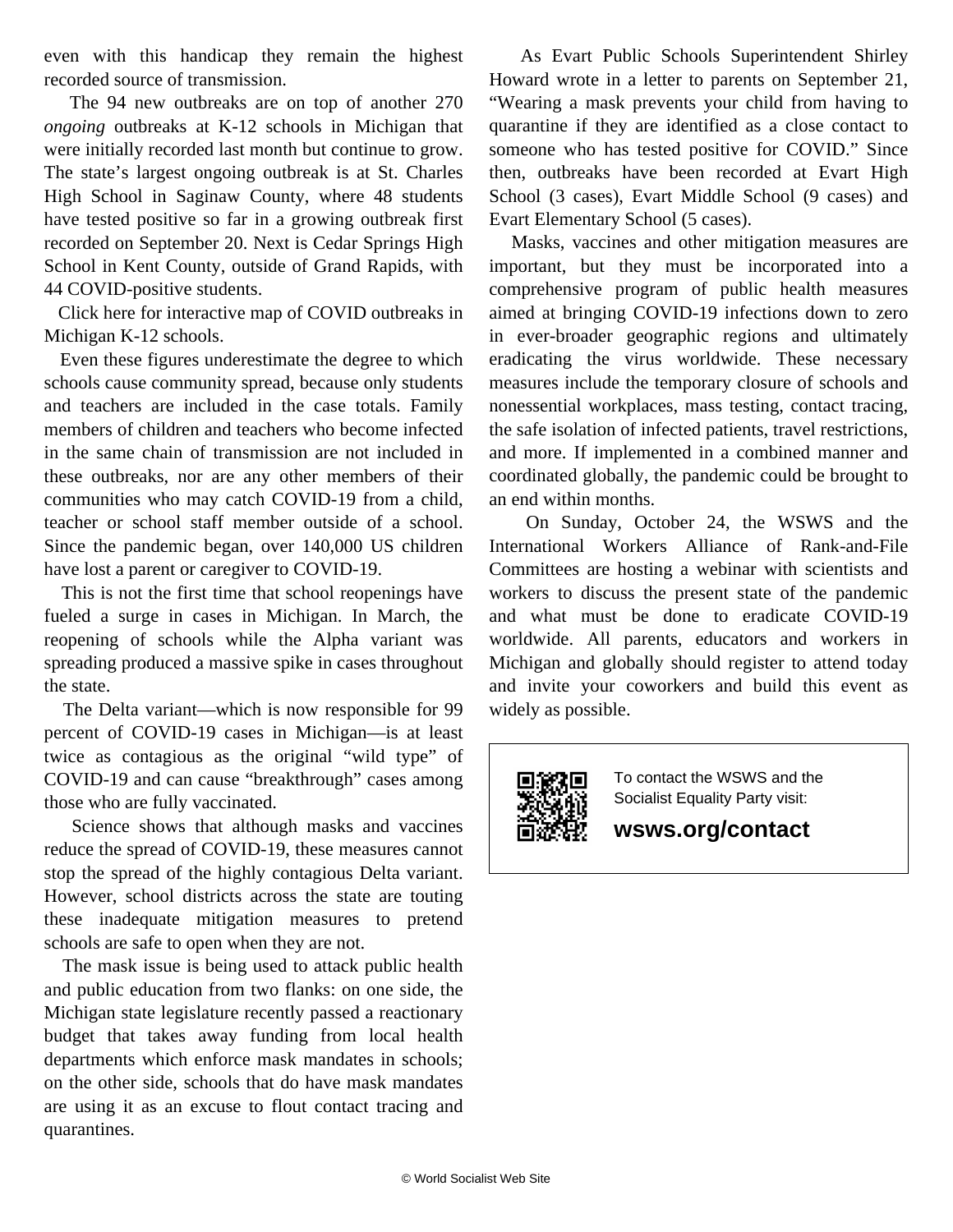even with this handicap they remain the highest recorded source of transmission.

The 94 new outbreaks are on top of another 270 *ongoing* outbreaks at K-12 schools in Michigan that were initially recorded last month but continue to grow. The state's largest ongoing outbreak is at St. Charles High School in Saginaw County, where 48 students have tested positive so far in a growing outbreak first recorded on September 20. Next is Cedar Springs High School in Kent County, outside of Grand Rapids, with 44 COVID-positive students.

Click here for interactive map of COVID outbreaks in Michigan K-12 schools.

Even these figures underestimate the degree to which schools cause community spread, because only students and teachers are included in the case totals. Family members of children and teachers who become infected in the same chain of transmission are not included in these outbreaks, nor are any other members of their communities who may catch COVID-19 from a child, teacher or school staff member outside of a school. Since the pandemic began, over 140,000 US children have lost a parent or caregiver to COVID-19.

This is not the first time that school reopenings have fueled a surge in cases in Michigan. In March, the reopening of schools while the Alpha variant was spreading produced a massive spike in cases throughout the state.

The Delta variant—which is now responsible for 99 percent of COVID-19 cases in Michigan—is at least twice as contagious as the original "wild type" of COVID-19 and can cause "breakthrough" cases among those who are fully vaccinated.

Science shows that although masks and vaccines reduce the spread of COVID-19, these measures cannot stop the spread of the highly contagious Delta variant. However, school districts across the state are touting these inadequate mitigation measures to pretend schools are safe to open when they are not.

The mask issue is being used to attack public health and public education from two flanks: on one side, the Michigan state legislature recently passed a reactionary budget that takes away funding from local health departments which enforce mask mandates in schools; on the other side, schools that do have mask mandates are using it as an excuse to flout contact tracing and quarantines.

As Evart Public Schools Superintendent Shirley Howard wrote in a letter to parents on September 21, "Wearing a mask prevents your child from having to quarantine if they are identified as a close contact to someone who has tested positive for COVID." Since then, outbreaks have been recorded at Evart High School (3 cases), Evart Middle School (9 cases) and Evart Elementary School (5 cases).

Masks, vaccines and other mitigation measures are important, but they must be incorporated into a comprehensive program of public health measures aimed at bringing COVID-19 infections down to zero in ever-broader geographic regions and ultimately eradicating the virus worldwide. These necessary measures include the temporary closure of schools and nonessential workplaces, mass testing, contact tracing, the safe isolation of infected patients, travel restrictions, and more. If implemented in a combined manner and coordinated globally, the pandemic could be brought to an end within months.

On Sunday, October 24, the WSWS and the International Workers Alliance of Rank-and-File Committees are hosting a webinar with scientists and workers to discuss the present state of the pandemic and what must be done to eradicate COVID-19 worldwide. All parents, educators and workers in Michigan and globally should register to attend today and invite your coworkers and build this event as widely as possible.

To contact the WSWS and the Socialist Equality Party visit:

**wsws.org/contact**